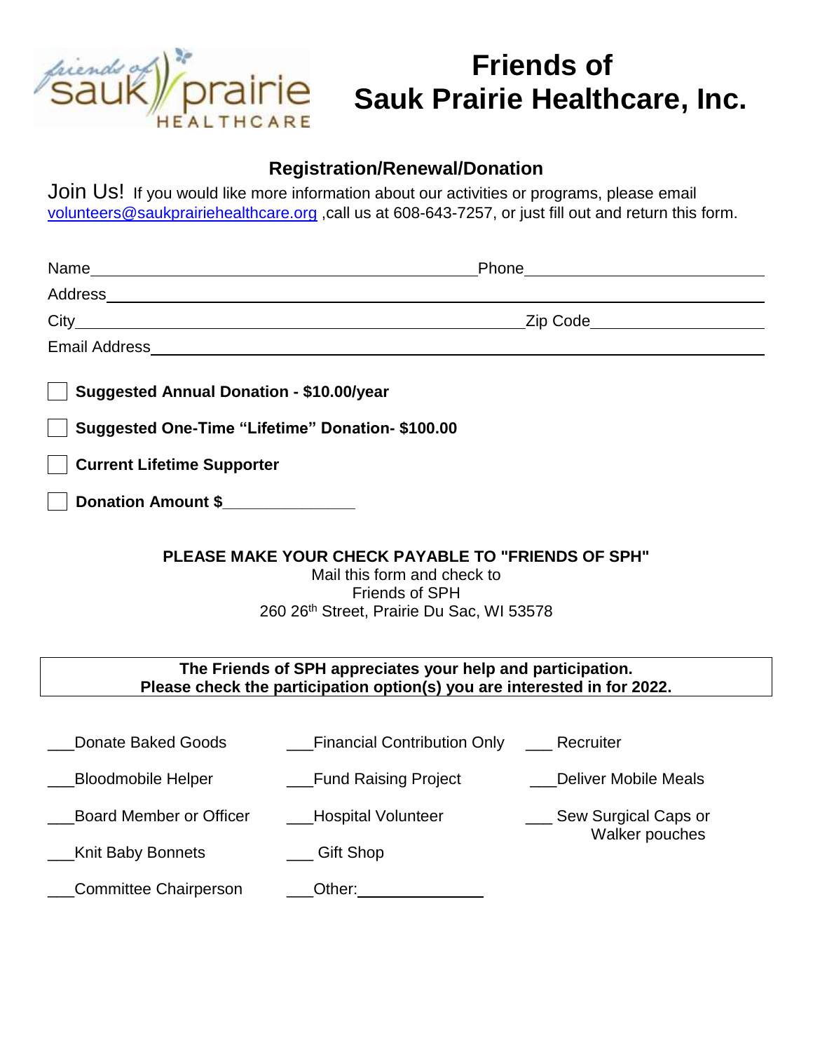# Friends of Sauk Prairie Healthcare, Inc.

## Registration/Renewal/Donation

Join Us! If you would like more information about our activities or programs, please email volunteers@saukprairiehealthcare.org ,call us at 608-643-7257, or just fill out and return this form.

Name______________________________________ Phone_________________________

Address______________________________________________________________

City_____________________________________________ Zip Code_________________

Email Address_________________________________________________________

☐ **Suggested Annual Donation - $10.00/year**

☐ **Suggested One-Time "Lifetime" Donation- $100.00**

☐ **Current Lifetime Supporter**

☐ **Donation Amount $______________**

**PLEASE MAKE YOUR CHECK PAYABLE TO "FRIENDS OF SPH"**

Mail this form and check to
Friends of SPH
260 26th Street, Prairie Du Sac, WI 53578

**The Friends of SPH appreciates your help and participation.**
**Please check the participation option(s) you are interested in for 2022.**

___Donate Baked Goods

___Bloodmobile Helper

___Board Member or Officer

___Knit Baby Bonnets

___Committee Chairperson

___Financial Contribution Only

___Fund Raising Project

___Hospital Volunteer

___ Gift Shop

___Other:_______________

___ Recruiter

___Deliver Mobile Meals

___ Sew Surgical Caps or Walker pouches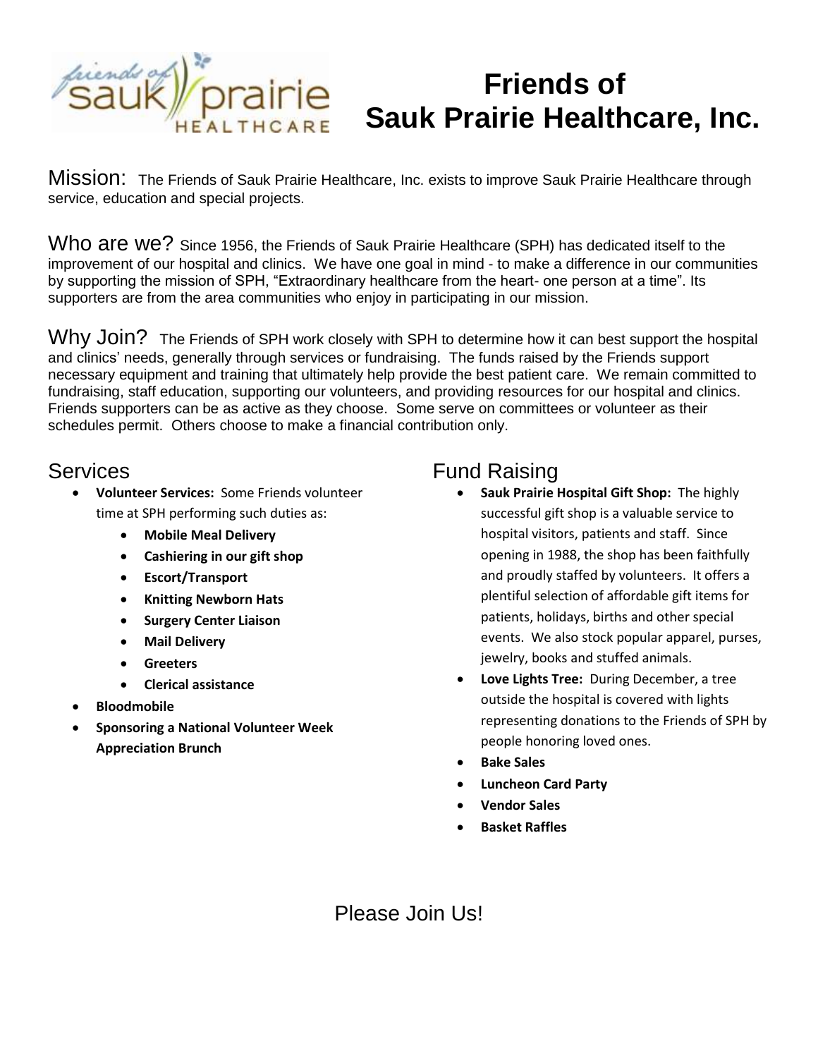# Friends of Sauk Prairie Healthcare, Inc.

**Mission:** The Friends of Sauk Prairie Healthcare, Inc. exists to improve Sauk Prairie Healthcare through service, education and special projects.

**Who are we?** Since 1956, the Friends of Sauk Prairie Healthcare (SPH) has dedicated itself to the improvement of our hospital and clinics. We have one goal in mind - to make a difference in our communities by supporting the mission of SPH, "Extraordinary healthcare from the heart- one person at a time". Its supporters are from the area communities who enjoy in participating in our mission.

**Why Join?** The Friends of SPH work closely with SPH to determine how it can best support the hospital and clinics' needs, generally through services or fundraising. The funds raised by the Friends support necessary equipment and training that ultimately help provide the best patient care. We remain committed to fundraising, staff education, supporting our volunteers, and providing resources for our hospital and clinics. Friends supporters can be as active as they choose. Some serve on committees or volunteer as their schedules permit. Others choose to make a financial contribution only.

## Services

- **Volunteer Services:** Some Friends volunteer time at SPH performing such duties as:
  - **Mobile Meal Delivery**
  - **Cashiering in our gift shop**
  - **Escort/Transport**
  - **Knitting Newborn Hats**
  - **Surgery Center Liaison**
  - **Mail Delivery**
  - **Greeters**
  - **Clerical assistance**
- **Bloodmobile**
- **Sponsoring a National Volunteer Week Appreciation Brunch**

## Fund Raising

- **Sauk Prairie Hospital Gift Shop:** The highly successful gift shop is a valuable service to hospital visitors, patients and staff. Since opening in 1988, the shop has been faithfully and proudly staffed by volunteers. It offers a plentiful selection of affordable gift items for patients, holidays, births and other special events. We also stock popular apparel, purses, jewelry, books and stuffed animals.
- **Love Lights Tree:** During December, a tree outside the hospital is covered with lights representing donations to the Friends of SPH by people honoring loved ones.
- **Bake Sales**
- **Luncheon Card Party**
- **Vendor Sales**
- **Basket Raffles**

Please Join Us!